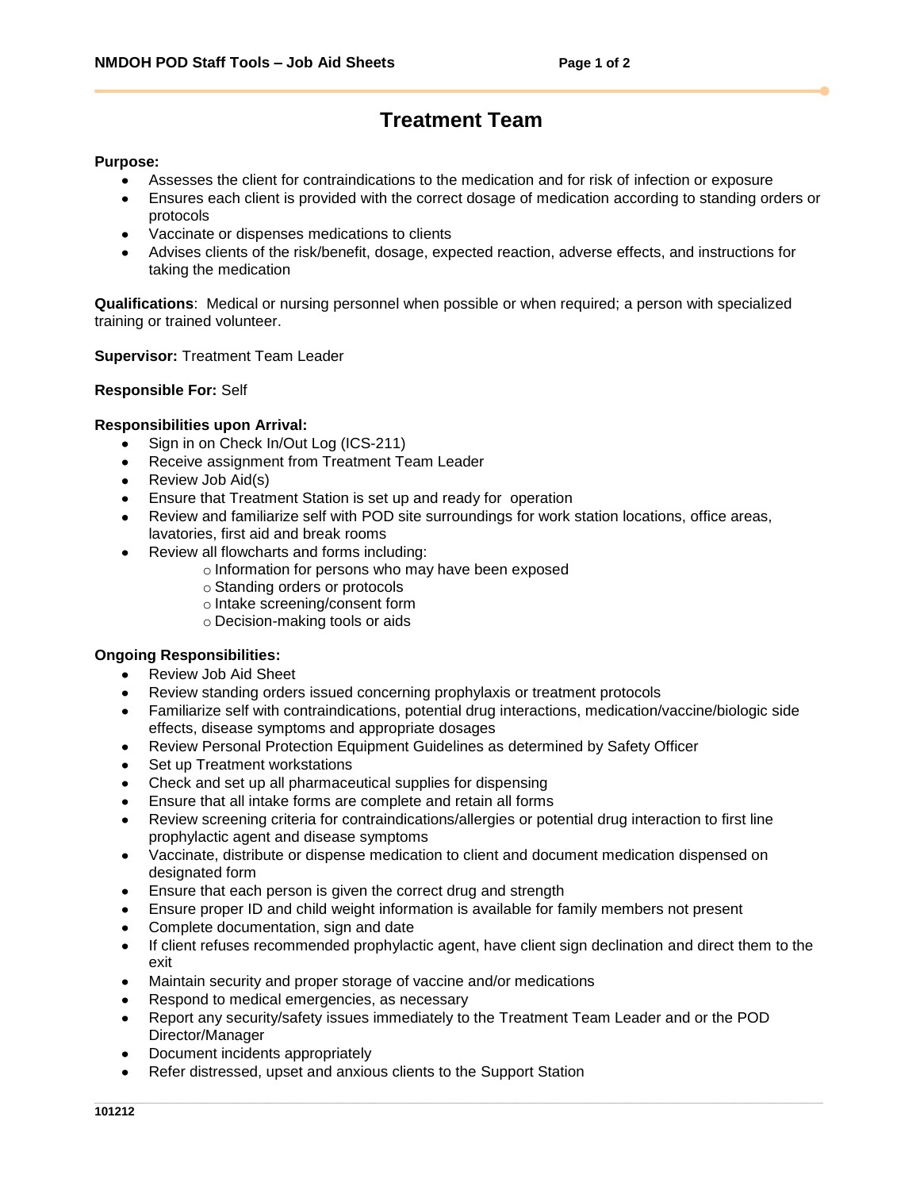# Treatment Team

**Purpose:**

- Assesses the client for contraindications to the medication and for risk of infection or exposure
- Ensures each client is provided with the correct dosage of medication according to standing orders or protocols
- Vaccinate or dispenses medications to clients
- Advises clients of the risk/benefit, dosage, expected reaction, adverse effects, and instructions for taking the medication

**Qualifications**: Medical or nursing personnel when possible or when required; a person with specialized training or trained volunteer.

**Supervisor:** Treatment Team Leader

**Responsible For:** Self

**Responsibilities upon Arrival:**

- Sign in on Check In/Out Log (ICS-211)
- Receive assignment from Treatment Team Leader
- Review Job Aid(s)
- Ensure that Treatment Station is set up and ready for operation
- Review and familiarize self with POD site surroundings for work station locations, office areas, lavatories, first aid and break rooms
- Review all flowcharts and forms including:
  - Information for persons who may have been exposed
  - Standing orders or protocols
  - Intake screening/consent form
  - Decision-making tools or aids

**Ongoing Responsibilities:**

- Review Job Aid Sheet
- Review standing orders issued concerning prophylaxis or treatment protocols
- Familiarize self with contraindications, potential drug interactions, medication/vaccine/biologic side effects, disease symptoms and appropriate dosages
- Review Personal Protection Equipment Guidelines as determined by Safety Officer
- Set up Treatment workstations
- Check and set up all pharmaceutical supplies for dispensing
- Ensure that all intake forms are complete and retain all forms
- Review screening criteria for contraindications/allergies or potential drug interaction to first line prophylactic agent and disease symptoms
- Vaccinate, distribute or dispense medication to client and document medication dispensed on designated form
- Ensure that each person is given the correct drug and strength
- Ensure proper ID and child weight information is available for family members not present
- Complete documentation, sign and date
- If client refuses recommended prophylactic agent, have client sign declination and direct them to the exit
- Maintain security and proper storage of vaccine and/or medications
- Respond to medical emergencies, as necessary
- Report any security/safety issues immediately to the Treatment Team Leader and or the POD Director/Manager
- Document incidents appropriately
- Refer distressed, upset and anxious clients to the Support Station

101212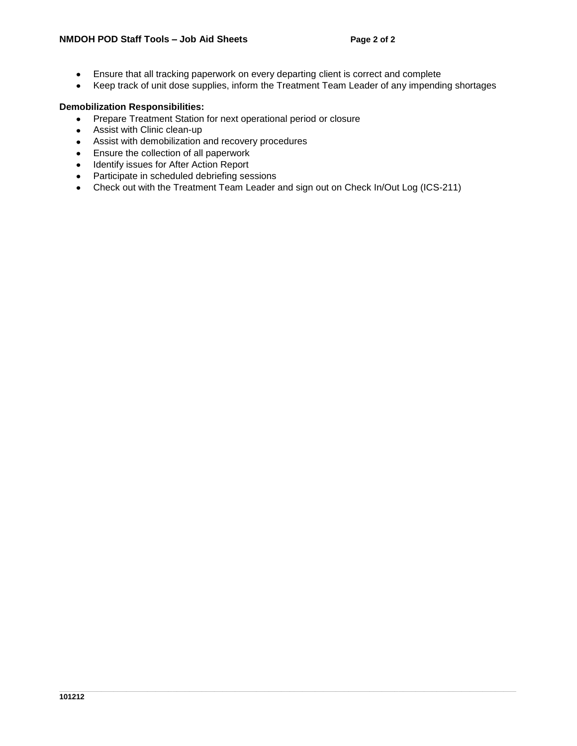- Ensure that all tracking paperwork on every departing client is correct and complete
- Keep track of unit dose supplies, inform the Treatment Team Leader of any impending shortages

**Demobilization Responsibilities:**

- Prepare Treatment Station for next operational period or closure
- Assist with Clinic clean-up
- Assist with demobilization and recovery procedures
- Ensure the collection of all paperwork
- Identify issues for After Action Report
- Participate in scheduled debriefing sessions
- Check out with the Treatment Team Leader and sign out on Check In/Out Log (ICS-211)